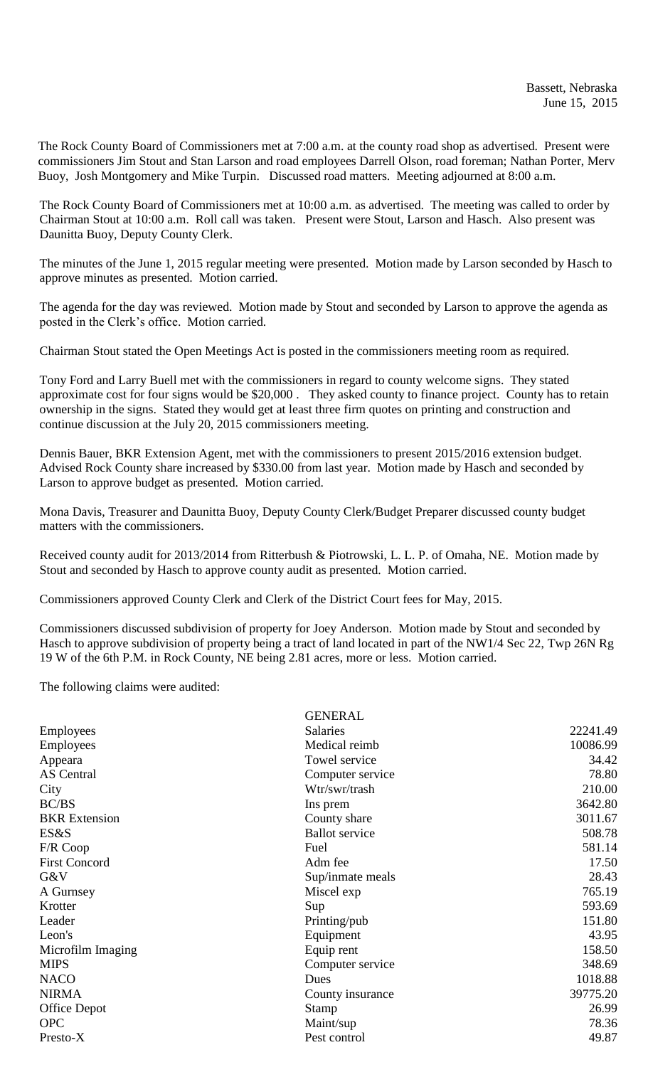Bassett, Nebraska
June 15, 2015

The Rock County Board of Commissioners met at 7:00 a.m. at the county road shop as advertised. Present were commissioners Jim Stout and Stan Larson and road employees Darrell Olson, road foreman; Nathan Porter, Merv Buoy, Josh Montgomery and Mike Turpin. Discussed road matters. Meeting adjourned at 8:00 a.m.

The Rock County Board of Commissioners met at 10:00 a.m. as advertised. The meeting was called to order by Chairman Stout at 10:00 a.m. Roll call was taken. Present were Stout, Larson and Hasch. Also present was Daunitta Buoy, Deputy County Clerk.

The minutes of the June 1, 2015 regular meeting were presented. Motion made by Larson seconded by Hasch to approve minutes as presented. Motion carried.

The agenda for the day was reviewed. Motion made by Stout and seconded by Larson to approve the agenda as posted in the Clerk's office. Motion carried.

Chairman Stout stated the Open Meetings Act is posted in the commissioners meeting room as required.

Tony Ford and Larry Buell met with the commissioners in regard to county welcome signs. They stated approximate cost for four signs would be $20,000 . They asked county to finance project. County has to retain ownership in the signs. Stated they would get at least three firm quotes on printing and construction and continue discussion at the July 20, 2015 commissioners meeting.

Dennis Bauer, BKR Extension Agent, met with the commissioners to present 2015/2016 extension budget. Advised Rock County share increased by $330.00 from last year. Motion made by Hasch and seconded by Larson to approve budget as presented. Motion carried.

Mona Davis, Treasurer and Daunitta Buoy, Deputy County Clerk/Budget Preparer discussed county budget matters with the commissioners.

Received county audit for 2013/2014 from Ritterbush & Piotrowski, L. L. P. of Omaha, NE. Motion made by Stout and seconded by Hasch to approve county audit as presented. Motion carried.

Commissioners approved County Clerk and Clerk of the District Court fees for May, 2015.

Commissioners discussed subdivision of property for Joey Anderson. Motion made by Stout and seconded by Hasch to approve subdivision of property being a tract of land located in part of the NW1/4 Sec 22, Twp 26N Rg 19 W of the 6th P.M. in Rock County, NE being 2.81 acres, more or less. Motion carried.

The following claims were audited:

| | GENERAL | |
|---|---|---|
| Employees | Salaries | 22241.49 |
| Employees | Medical reimb | 10086.99 |
| Appeara | Towel service | 34.42 |
| AS Central | Computer service | 78.80 |
| City | Wtr/swr/trash | 210.00 |
| BC/BS | Ins prem | 3642.80 |
| BKR Extension | County share | 3011.67 |
| ES&S | Ballot service | 508.78 |
| F/R Coop | Fuel | 581.14 |
| First Concord | Adm fee | 17.50 |
| G&V | Sup/inmate meals | 28.43 |
| A Gurnsey | Miscel exp | 765.19 |
| Krotter | Sup | 593.69 |
| Leader | Printing/pub | 151.80 |
| Leon's | Equipment | 43.95 |
| Microfilm Imaging | Equip rent | 158.50 |
| MIPS | Computer service | 348.69 |
| NACO | Dues | 1018.88 |
| NIRMA | County insurance | 39775.20 |
| Office Depot | Stamp | 26.99 |
| OPC | Maint/sup | 78.36 |
| Presto-X | Pest control | 49.87 |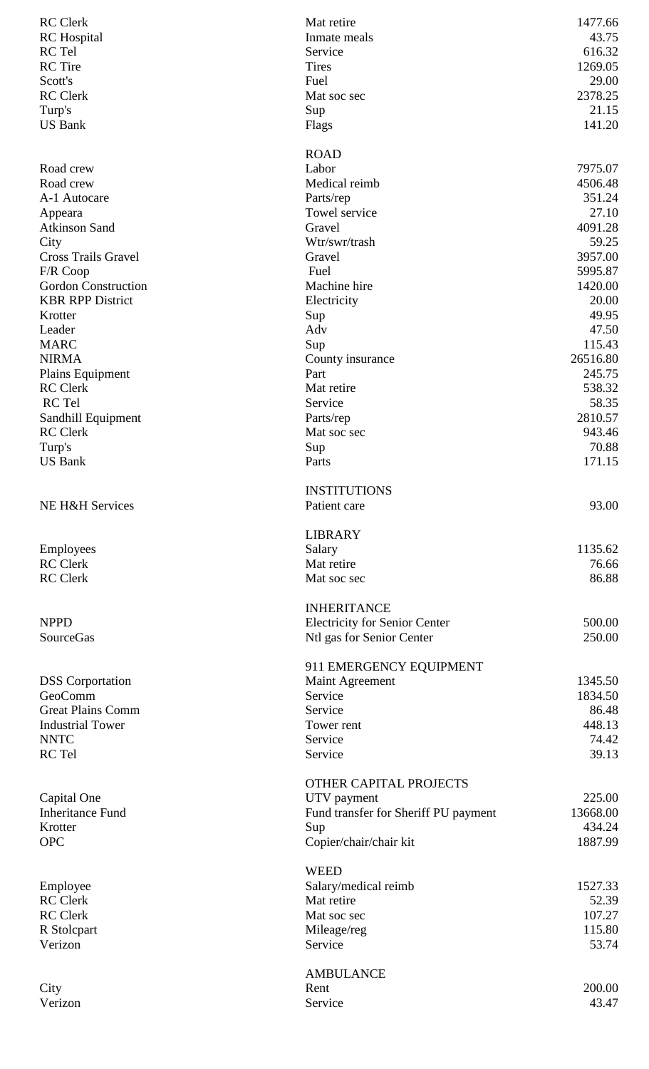| | | |
|---|---|---|
| RC Clerk | Mat retire | 1477.66 |
| RC Hospital | Inmate meals | 43.75 |
| RC Tel | Service | 616.32 |
| RC Tire | Tires | 1269.05 |
| Scott's | Fuel | 29.00 |
| RC Clerk | Mat soc sec | 2378.25 |
| Turp's | Sup | 21.15 |
| US Bank | Flags | 141.20 |

**ROAD**

| | | |
|---|---|---|
| Road crew | Labor | 7975.07 |
| Road crew | Medical reimb | 4506.48 |
| A-1 Autocare | Parts/rep | 351.24 |
| Appeara | Towel service | 27.10 |
| Atkinson Sand | Gravel | 4091.28 |
| City | Wtr/swr/trash | 59.25 |
| Cross Trails Gravel | Gravel | 3957.00 |
| F/R Coop | Fuel | 5995.87 |
| Gordon Construction | Machine hire | 1420.00 |
| KBR RPP District | Electricity | 20.00 |
| Krotter | Sup | 49.95 |
| Leader | Adv | 47.50 |
| MARC | Sup | 115.43 |
| NIRMA | County insurance | 26516.80 |
| Plains Equipment | Part | 245.75 |
| RC Clerk | Mat retire | 538.32 |
| RC Tel | Service | 58.35 |
| Sandhill Equipment | Parts/rep | 2810.57 |
| RC Clerk | Mat soc sec | 943.46 |
| Turp's | Sup | 70.88 |
| US Bank | Parts | 171.15 |

**INSTITUTIONS**

| | | |
|---|---|---|
| NE H&H Services | Patient care | 93.00 |

**LIBRARY**

| | | |
|---|---|---|
| Employees | Salary | 1135.62 |
| RC Clerk | Mat retire | 76.66 |
| RC Clerk | Mat soc sec | 86.88 |

**INHERITANCE**

| | | |
|---|---|---|
| NPPD | Electricity for Senior Center | 500.00 |
| SourceGas | Ntl gas for Senior Center | 250.00 |

**911 EMERGENCY EQUIPMENT**

| | | |
|---|---|---|
| DSS Corportation | Maint Agreement | 1345.50 |
| GeoComm | Service | 1834.50 |
| Great Plains Comm | Service | 86.48 |
| Industrial Tower | Tower rent | 448.13 |
| NNTC | Service | 74.42 |
| RC Tel | Service | 39.13 |

**OTHER CAPITAL PROJECTS**

| | | |
|---|---|---|
| Capital One | UTV payment | 225.00 |
| Inheritance Fund | Fund transfer for Sheriff PU payment | 13668.00 |
| Krotter | Sup | 434.24 |
| OPC | Copier/chair/chair kit | 1887.99 |

**WEED**

| | | |
|---|---|---|
| Employee | Salary/medical reimb | 1527.33 |
| RC Clerk | Mat retire | 52.39 |
| RC Clerk | Mat soc sec | 107.27 |
| R Stolcpart | Mileage/reg | 115.80 |
| Verizon | Service | 53.74 |

**AMBULANCE**

| | | |
|---|---|---|
| City | Rent | 200.00 |
| Verizon | Service | 43.47 |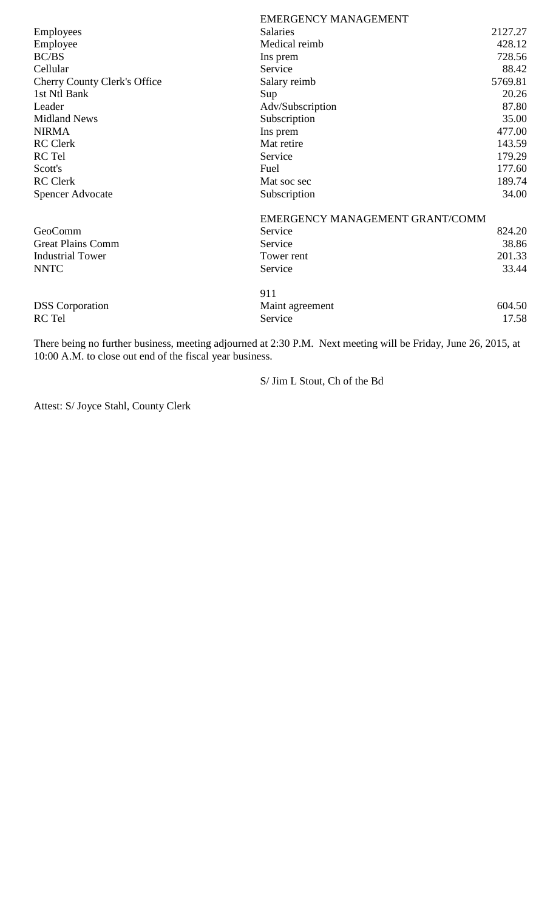| | | |
|---|---|---|
| | **EMERGENCY MANAGEMENT** | |
| Employees | Salaries | 2127.27 |
| Employee | Medical reimb | 428.12 |
| BC/BS | Ins prem | 728.56 |
| Cellular | Service | 88.42 |
| Cherry County Clerk's Office | Salary reimb | 5769.81 |
| 1st Ntl Bank | Sup | 20.26 |
| Leader | Adv/Subscription | 87.80 |
| Midland News | Subscription | 35.00 |
| NIRMA | Ins prem | 477.00 |
| RC Clerk | Mat retire | 143.59 |
| RC Tel | Service | 179.29 |
| Scott's | Fuel | 177.60 |
| RC Clerk | Mat soc sec | 189.74 |
| Spencer Advocate | Subscription | 34.00 |
| | **EMERGENCY MANAGEMENT GRANT/COMM** | |
| GeoComm | Service | 824.20 |
| Great Plains Comm | Service | 38.86 |
| Industrial Tower | Tower rent | 201.33 |
| NNTC | Service | 33.44 |
| | **911** | |
| DSS Corporation | Maint agreement | 604.50 |
| RC Tel | Service | 17.58 |

There being no further business, meeting adjourned at 2:30 P.M. Next meeting will be Friday, June 26, 2015, at 10:00 A.M. to close out end of the fiscal year business.

S/ Jim L Stout, Ch of the Bd

Attest: S/ Joyce Stahl, County Clerk